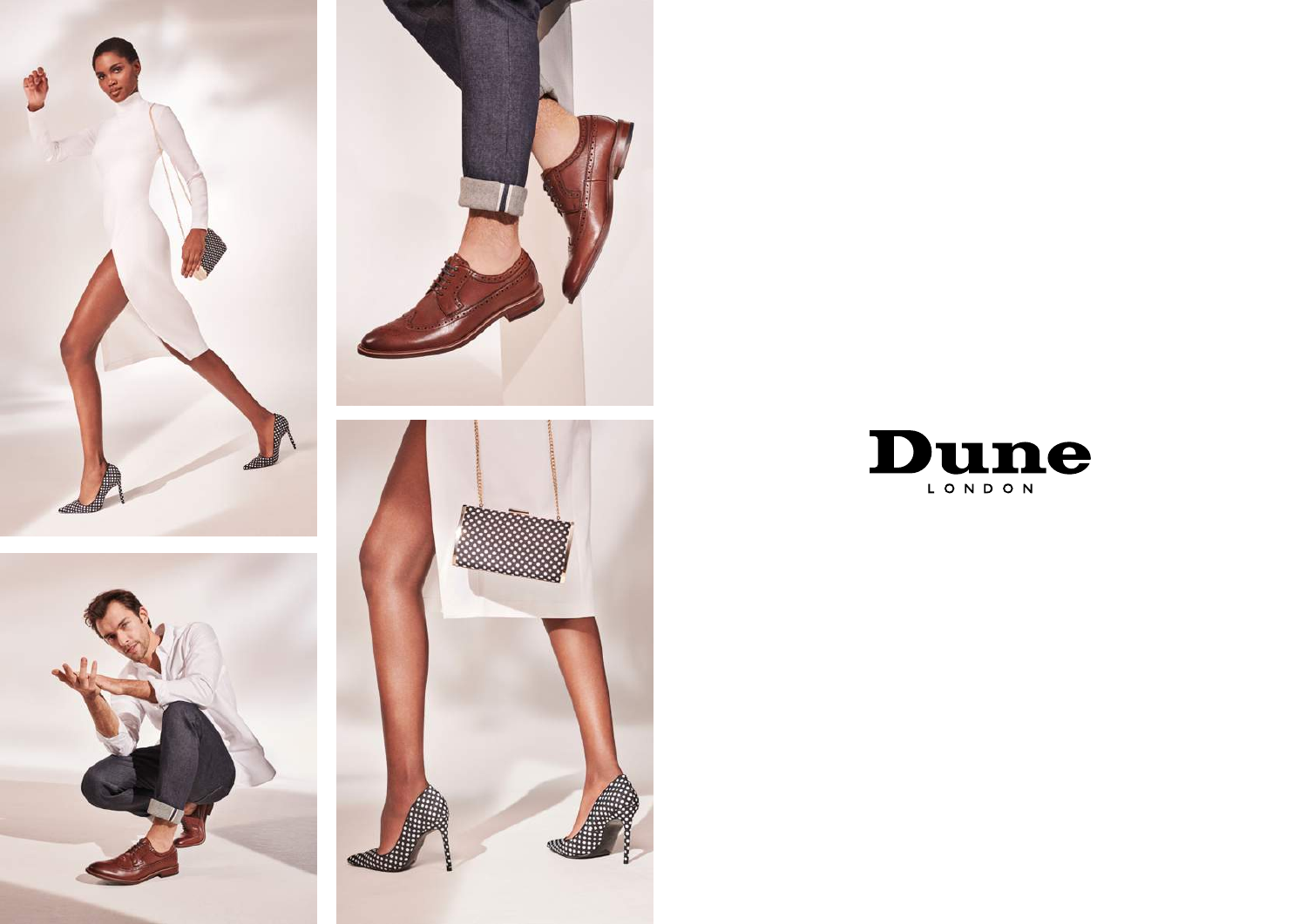Dune

LONDON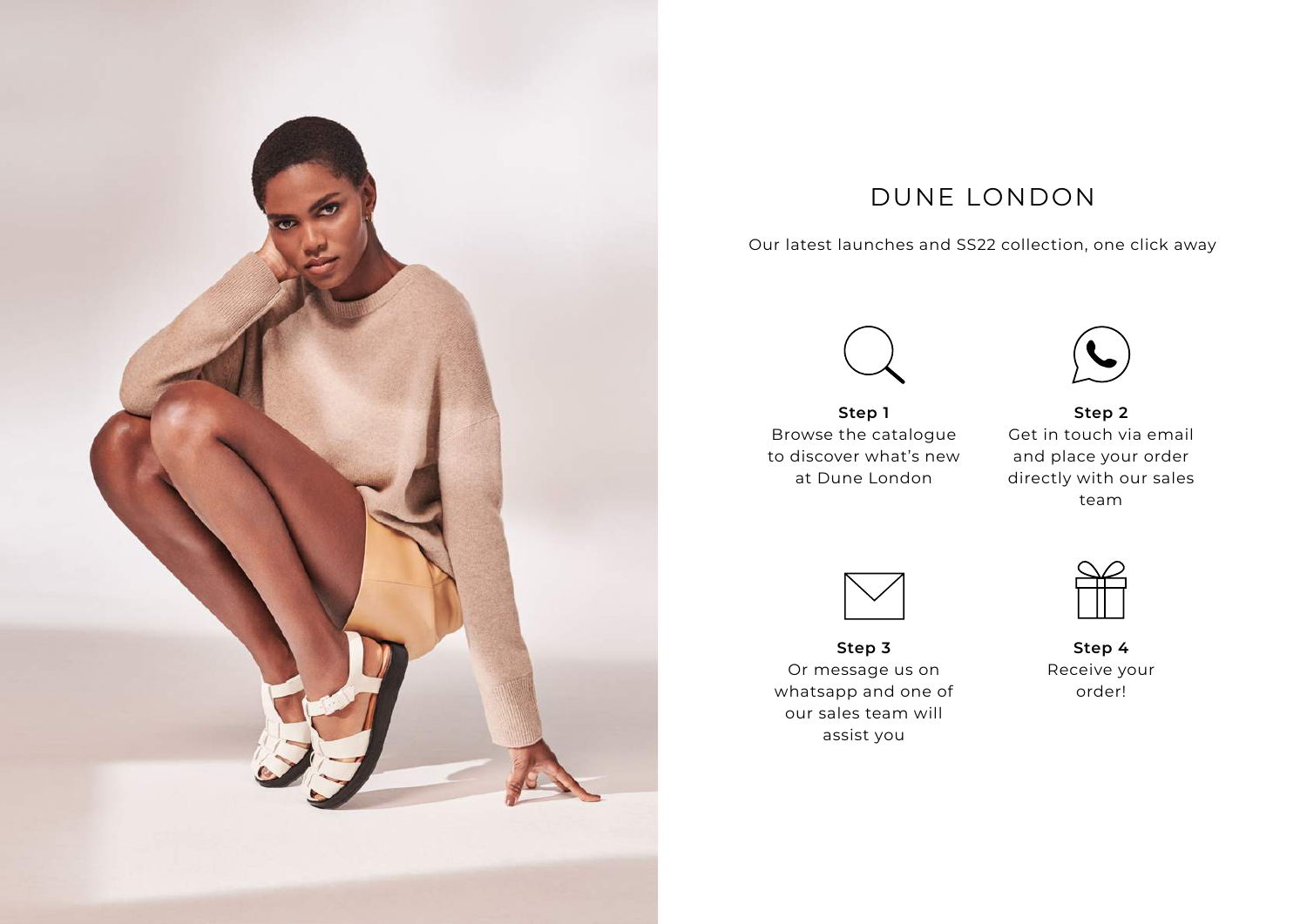# DUNE LONDON

Our latest launches and SS22 collection, one click away

**Step 1**
Browse the catalogue to discover what's new at Dune London

**Step 2**
Get in touch via email and place your order directly with our sales team

**Step 3**
Or message us on whatsapp and one of our sales team will assist you

**Step 4**
Receive your order!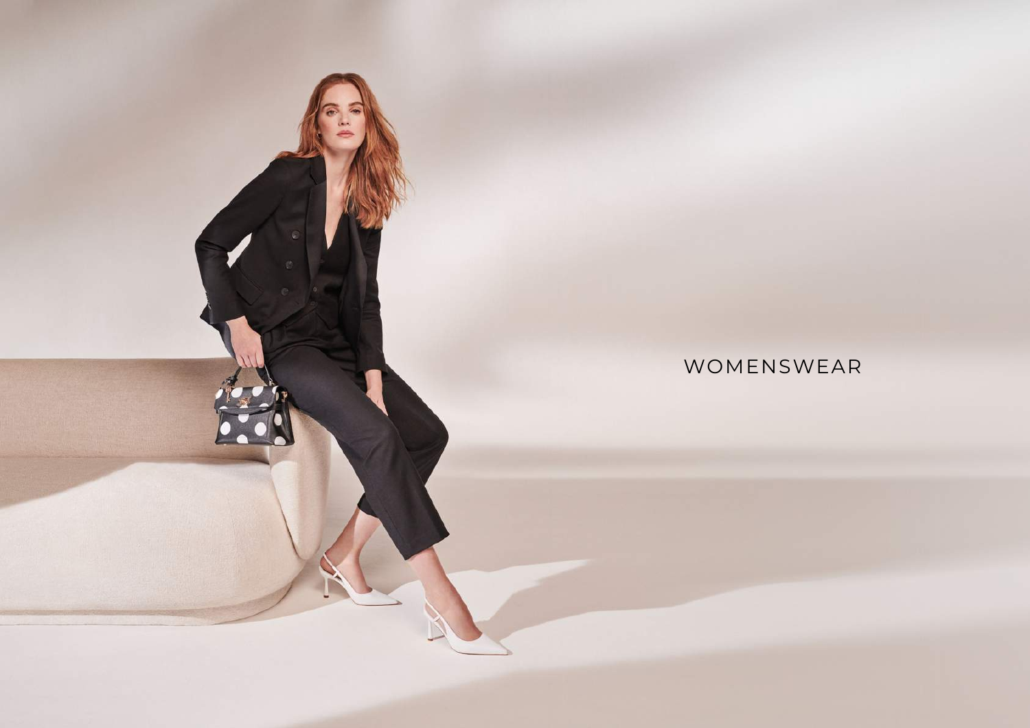WOMENSWEAR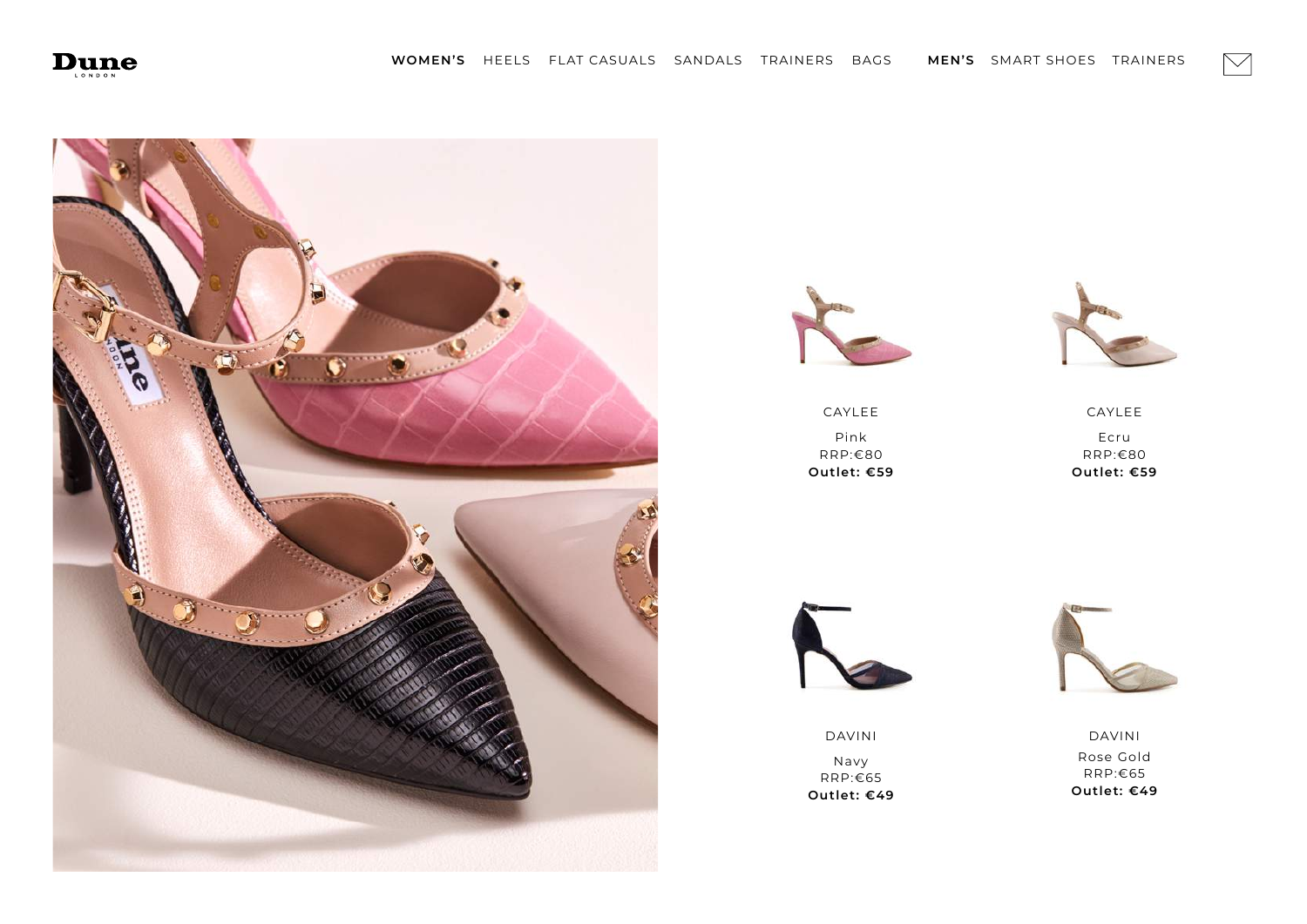Dune LONDON

WOMEN'S HEELS FLAT CASUALS SANDALS TRAINERS BAGS MEN'S SMART SHOES TRAINERS

CAYLEE

Pink
RRP:€80
**Outlet: €59**

CAYLEE

Ecru
RRP:€80
**Outlet: €59**

DAVINI

Navy
RRP:€65
**Outlet: €49**

DAVINI

Rose Gold
RRP:€65
**Outlet: €49**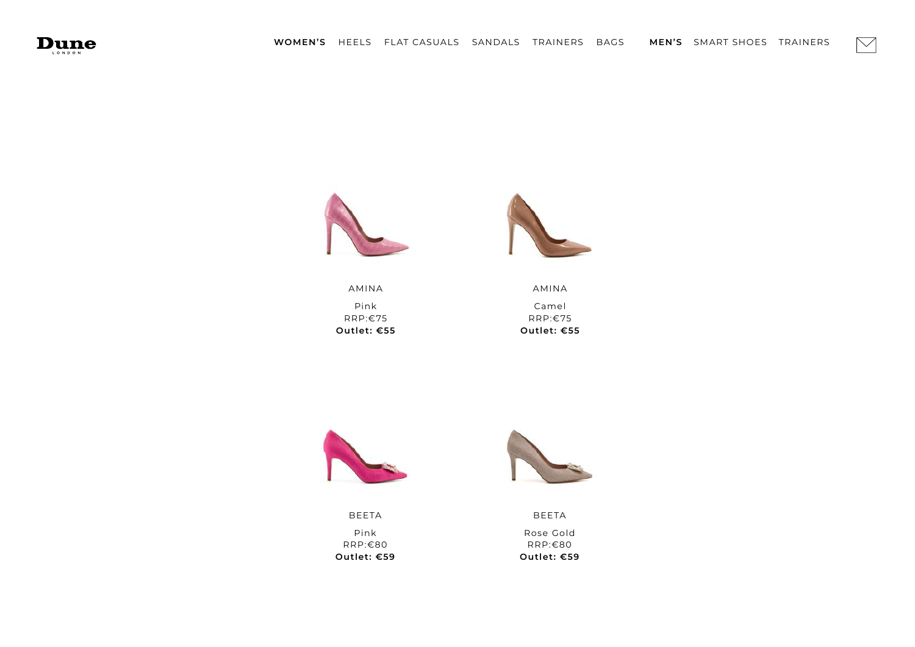Dune London

**WOMEN'S** HEELS FLAT CASUALS SANDALS TRAINERS BAGS **MEN'S** SMART SHOES TRAINERS

AMINA

Pink
RRP:€75
**Outlet: €55**

AMINA

Camel
RRP:€75
**Outlet: €55**

BEETA

Pink
RRP:€80
**Outlet: €59**

BEETA

Rose Gold
RRP:€80
**Outlet: €59**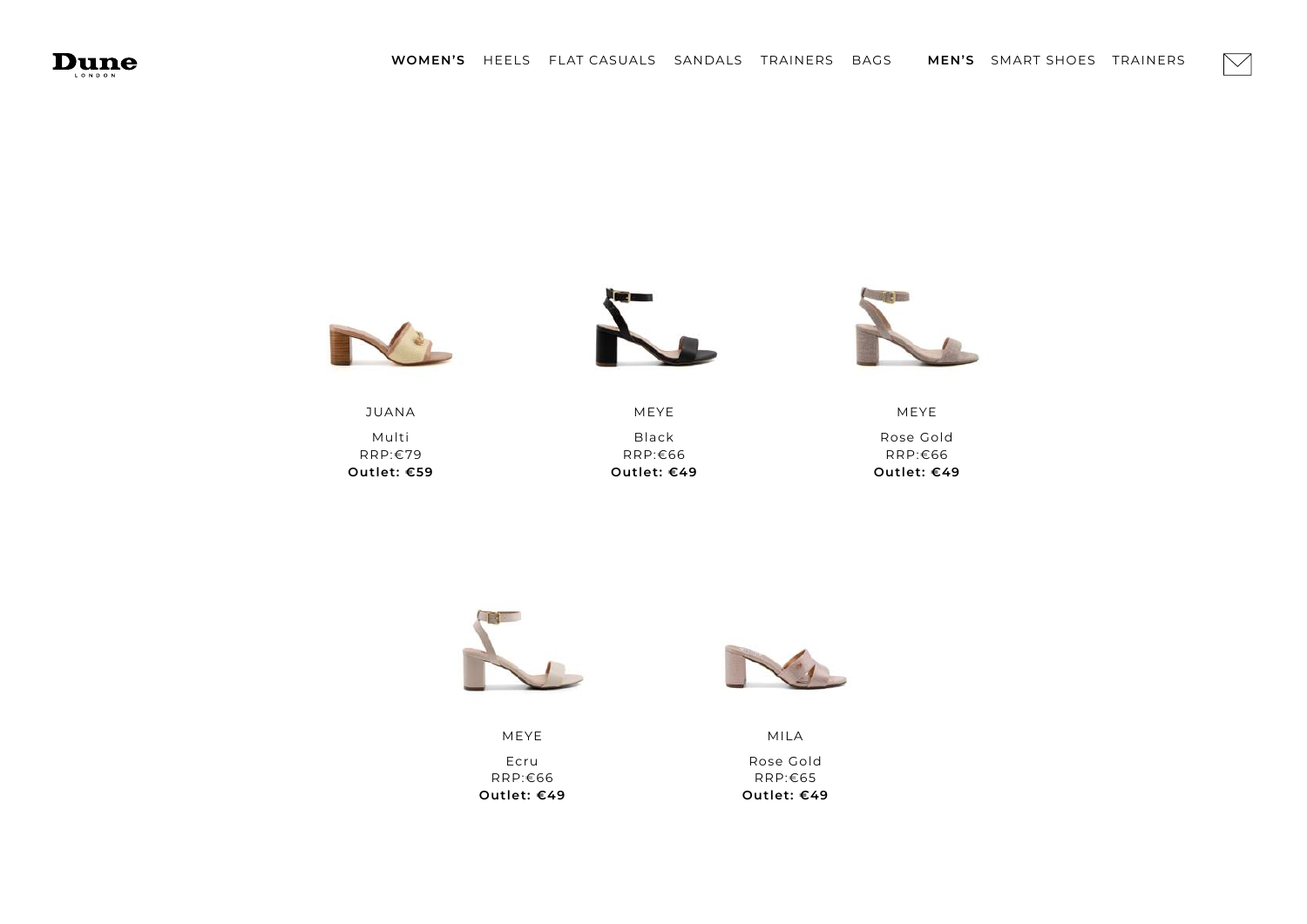**Dune** LONDON

**WOMEN'S** HEELS FLAT CASUALS SANDALS TRAINERS BAGS **MEN'S** SMART SHOES TRAINERS

JUANA

Multi
RRP:€79
**Outlet: €59**

MEYE

Black
RRP:€66
**Outlet: €49**

MEYE

Rose Gold
RRP:€66
**Outlet: €49**

MEYE

Ecru
RRP:€66
**Outlet: €49**

MILA

Rose Gold
RRP:€65
**Outlet: €49**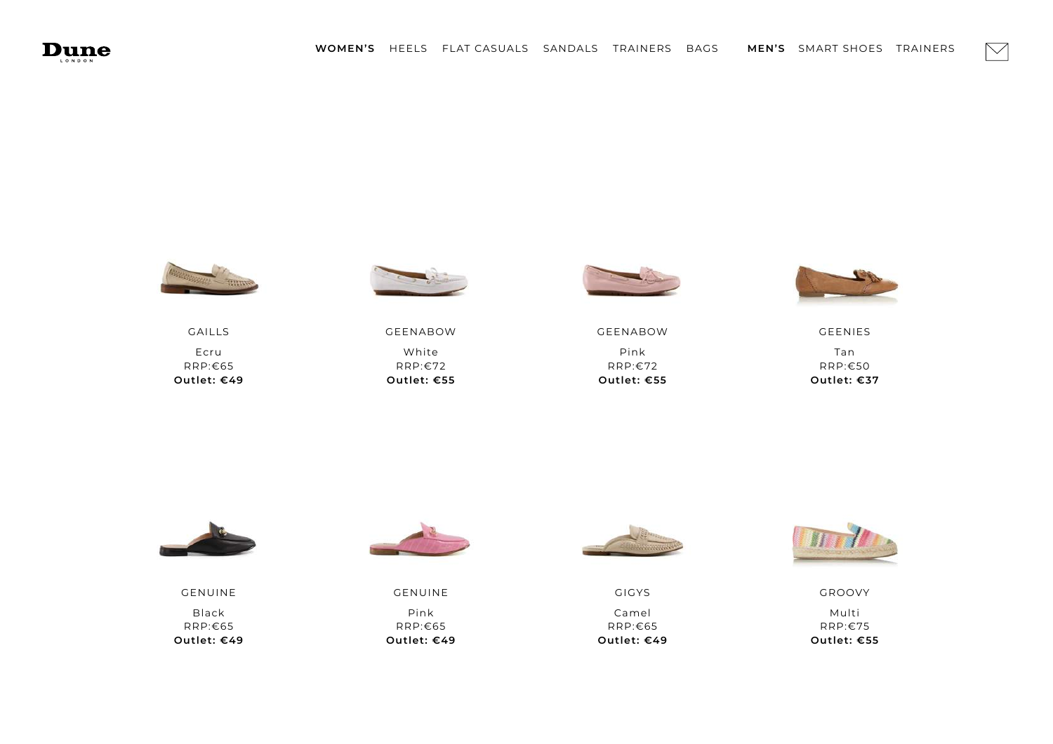WOMEN'S HEELS FLAT CASUALS SANDALS TRAINERS BAGS MEN'S SMART SHOES TRAINERS

GAILLS

Ecru
RRP:€65
**Outlet: €49**

GEENABOW

White
RRP:€72
**Outlet: €55**

GEENABOW

Pink
RRP:€72
**Outlet: €55**

GEENIES

Tan
RRP:€50
**Outlet: €37**

GENUINE

Black
RRP:€65
**Outlet: €49**

GENUINE

Pink
RRP:€65
**Outlet: €49**

GIGYS

Camel
RRP:€65
**Outlet: €49**

GROOVY

Multi
RRP:€75
**Outlet: €55**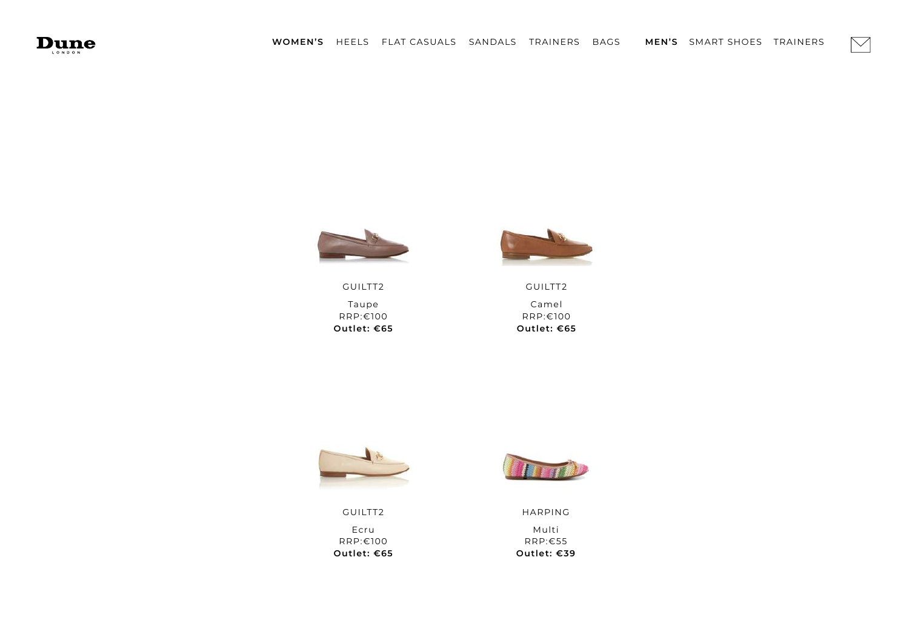**Dune** LONDON

**WOMEN'S** HEELS FLAT CASUALS SANDALS TRAINERS BAGS **MEN'S** SMART SHOES TRAINERS

GUILTT2
Taupe
RRP:€100
**Outlet: €65**

GUILTT2
Camel
RRP:€100
**Outlet: €65**

GUILTT2
Ecru
RRP:€100
**Outlet: €65**

HARPING
Multi
RRP:€55
**Outlet: €39**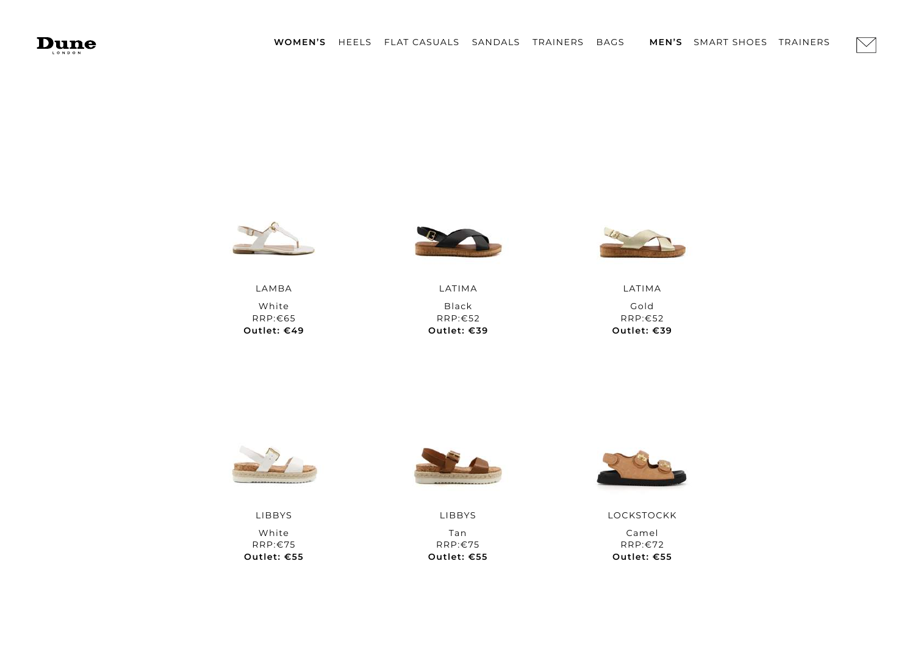Dune LONDON

WOMEN'S HEELS FLAT CASUALS SANDALS TRAINERS BAGS MEN'S SMART SHOES TRAINERS

LAMBA
White
RRP:€65
**Outlet: €49**

LATIMA
Black
RRP:€52
**Outlet: €39**

LATIMA
Gold
RRP:€52
**Outlet: €39**

LIBBYS
White
RRP:€75
**Outlet: €55**

LIBBYS
Tan
RRP:€75
**Outlet: €55**

LOCKSTOCKK
Camel
RRP:€72
**Outlet: €55**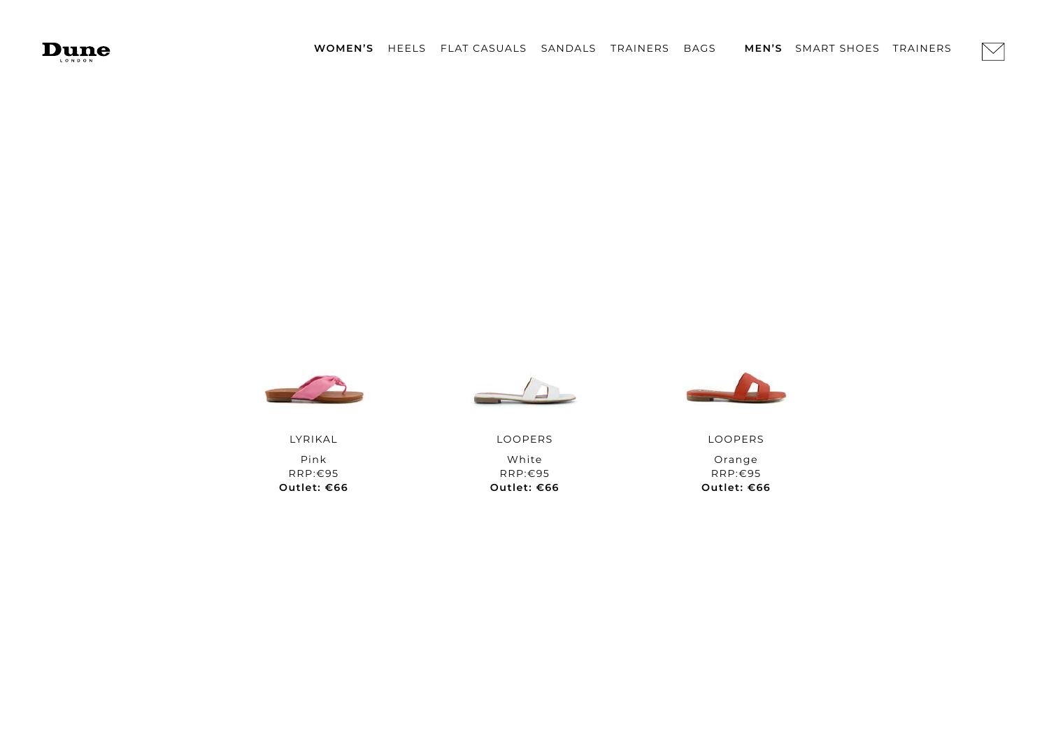Dune LONDON

**WOMEN'S** HEELS FLAT CASUALS SANDALS TRAINERS BAGS **MEN'S** SMART SHOES TRAINERS

LYRIKAL
Pink
RRP:€95
**Outlet: €66**

LOOPERS
White
RRP:€95
**Outlet: €66**

LOOPERS
Orange
RRP:€95
**Outlet: €66**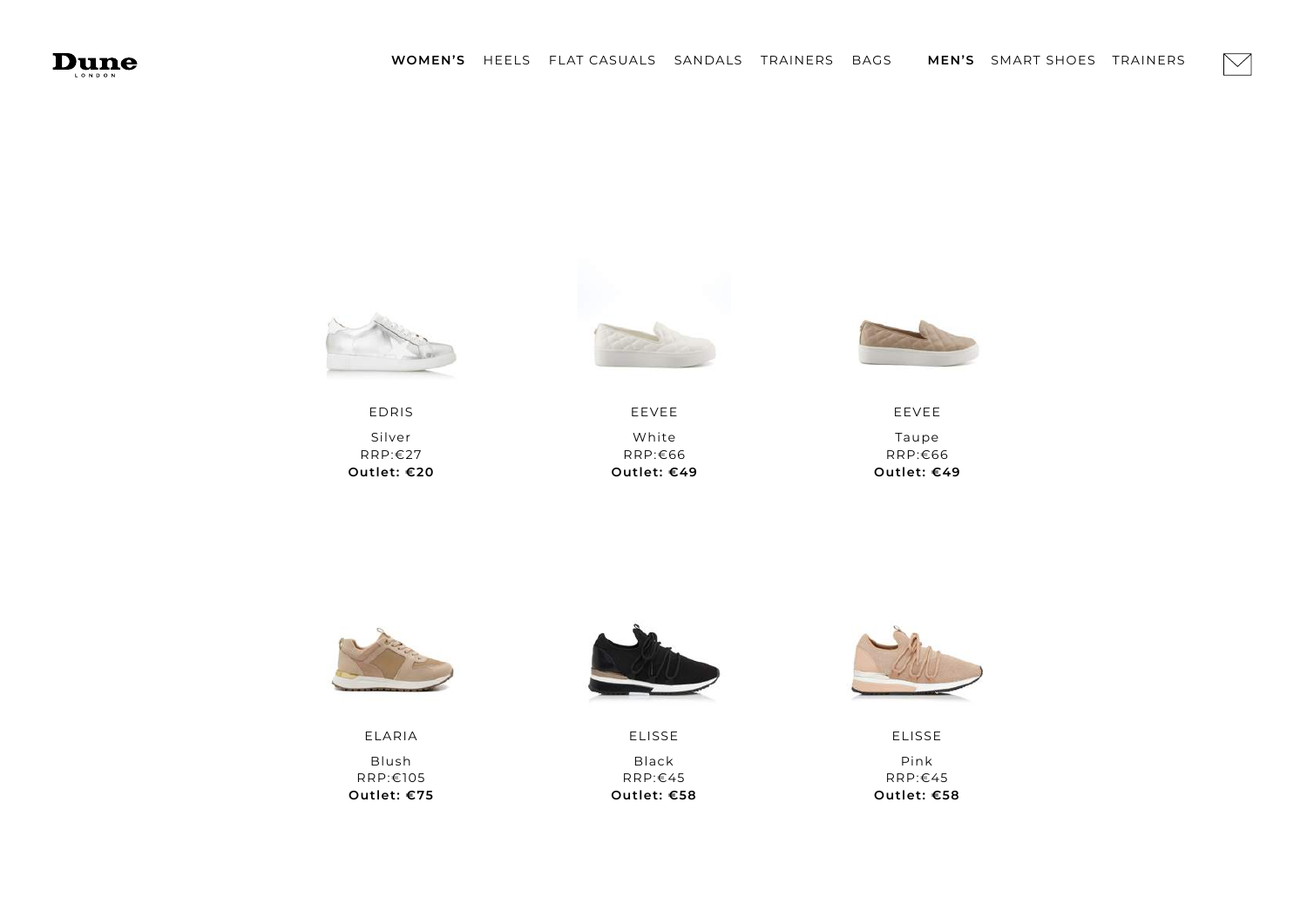Dune LONDON

WOMEN'S HEELS FLAT CASUALS SANDALS TRAINERS BAGS MEN'S SMART SHOES TRAINERS

EDRIS
Silver
RRP:€27
**Outlet: €20**

EEVEE
White
RRP:€66
**Outlet: €49**

EEVEE
Taupe
RRP:€66
**Outlet: €49**

ELARIA
Blush
RRP:€105
**Outlet: €75**

ELISSE
Black
RRP:€45
**Outlet: €58**

ELISSE
Pink
RRP:€45
**Outlet: €58**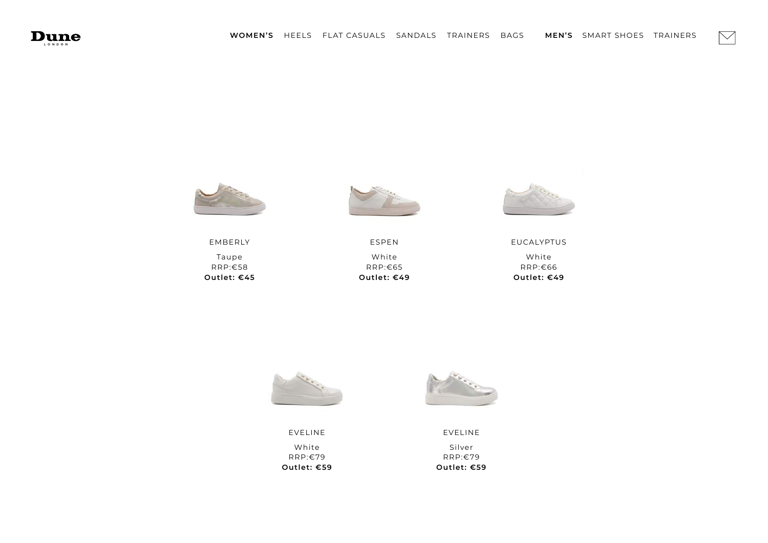**WOMEN'S** HEELS FLAT CASUALS SANDALS TRAINERS BAGS **MEN'S** SMART SHOES TRAINERS

EMBERLY

Taupe
RRP:€58
**Outlet: €45**

ESPEN

White
RRP:€65
**Outlet: €49**

EUCALYPTUS

White
RRP:€66
**Outlet: €49**

EVELINE

White
RRP:€79
**Outlet: €59**

EVELINE

Silver
RRP:€79
**Outlet: €59**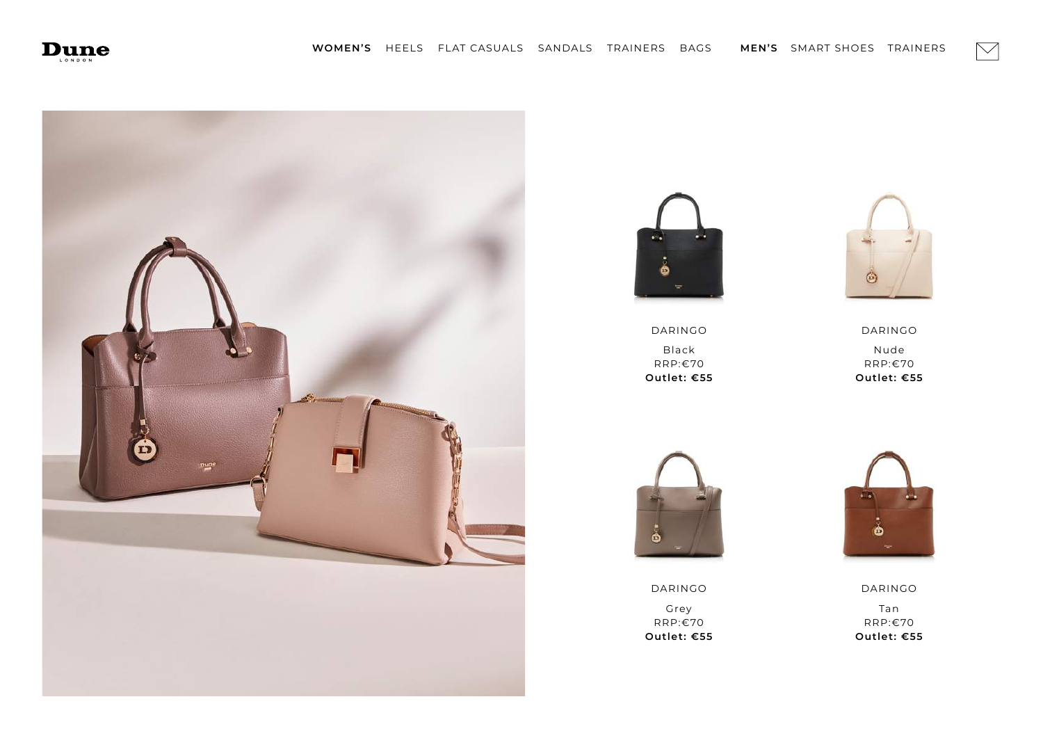Dune LONDON

WOMEN'S HEELS FLAT CASUALS SANDALS TRAINERS BAGS MEN'S SMART SHOES TRAINERS

DARINGO
Black
RRP:€70
**Outlet: €55**

DARINGO
Nude
RRP:€70
**Outlet: €55**

DARINGO
Grey
RRP:€70
**Outlet: €55**

DARINGO
Tan
RRP:€70
**Outlet: €55**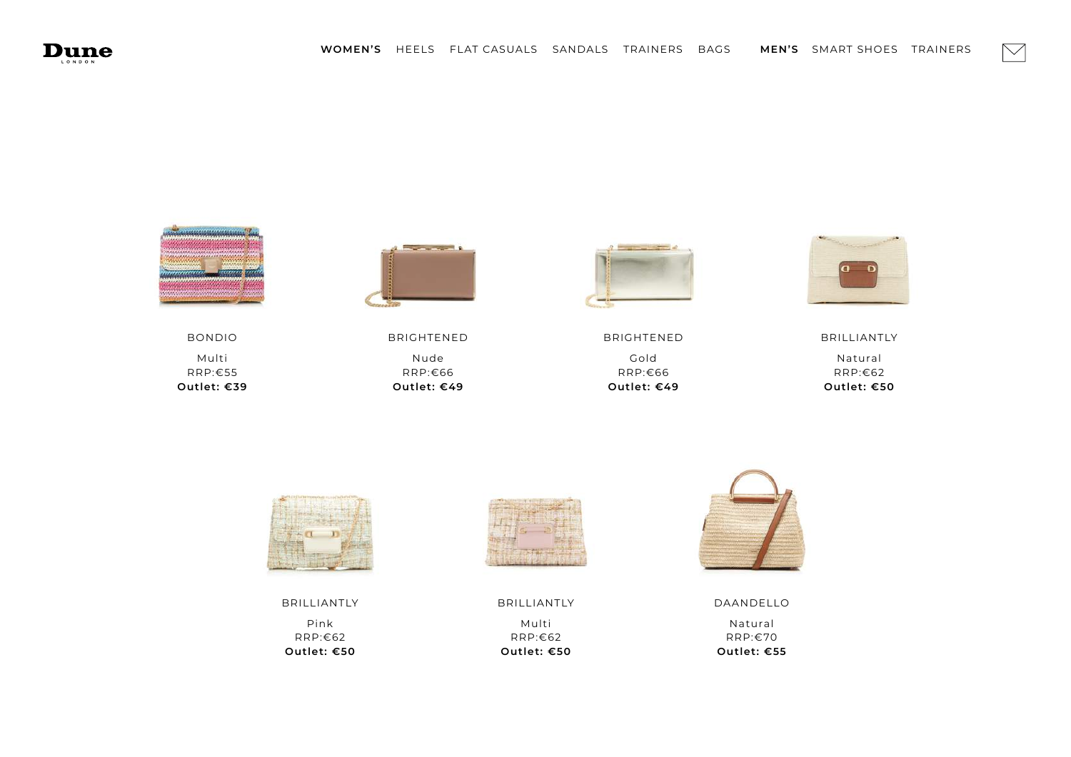**Dune** LONDON

**WOMEN'S** HEELS FLAT CASUALS SANDALS TRAINERS BAGS **MEN'S** SMART SHOES TRAINERS

BONDIO
Multi
RRP:€55
**Outlet: €39**

BRIGHTENED
Nude
RRP:€66
**Outlet: €49**

BRIGHTENED
Gold
RRP:€66
**Outlet: €49**

BRILLIANTLY
Natural
RRP:€62
**Outlet: €50**

BRILLIANTLY
Pink
RRP:€62
**Outlet: €50**

BRILLIANTLY
Multi
RRP:€62
**Outlet: €50**

DAANDELLO
Natural
RRP:€70
**Outlet: €55**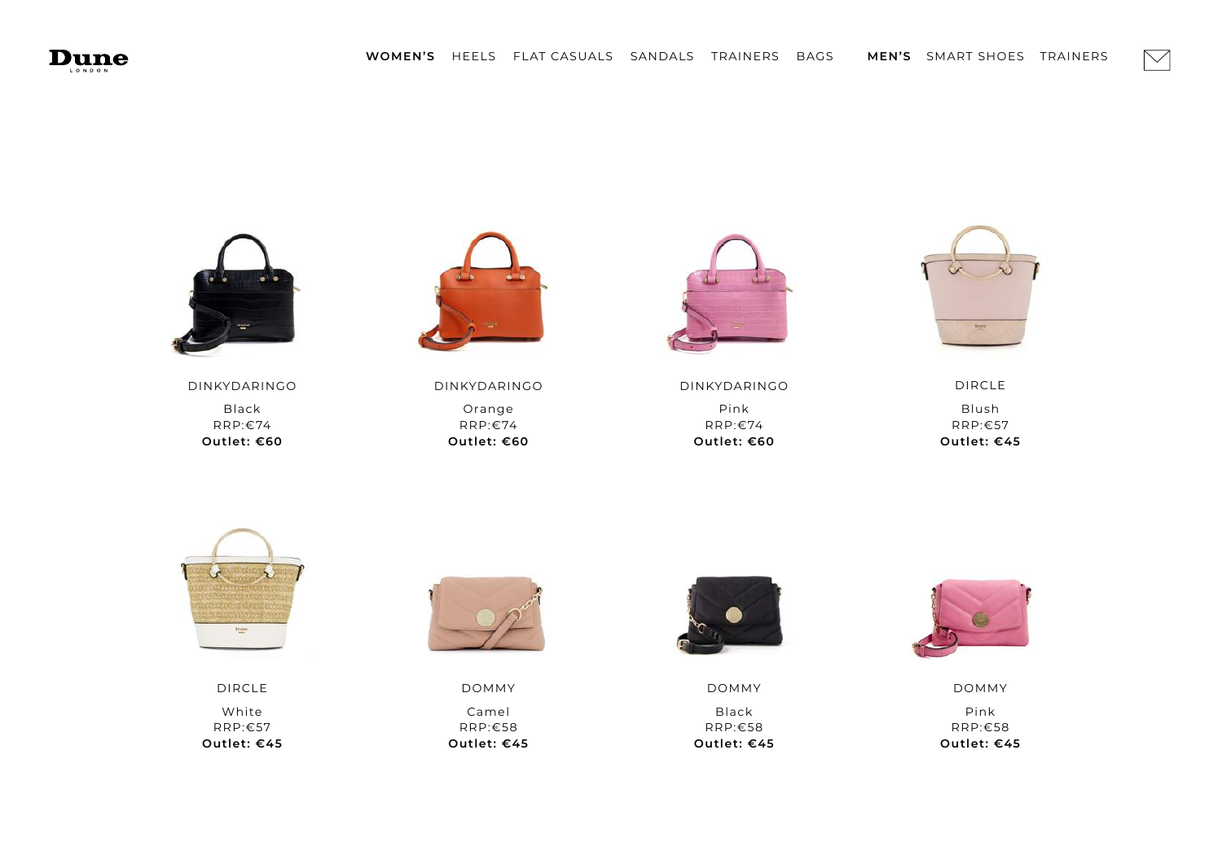**WOMEN'S** HEELS FLAT CASUALS SANDALS TRAINERS BAGS **MEN'S** SMART SHOES TRAINERS

DINKYDARINGO

Black
RRP:€74
**Outlet: €60**

DINKYDARINGO

Orange
RRP:€74
**Outlet: €60**

DINKYDARINGO

Pink
RRP:€74
**Outlet: €60**

DIRCLE

Blush
RRP:€57
**Outlet: €45**

DIRCLE

White
RRP:€57
**Outlet: €45**

DOMMY

Camel
RRP:€58
**Outlet: €45**

DOMMY

Black
RRP:€58
**Outlet: €45**

DOMMY

Pink
RRP:€58
**Outlet: €45**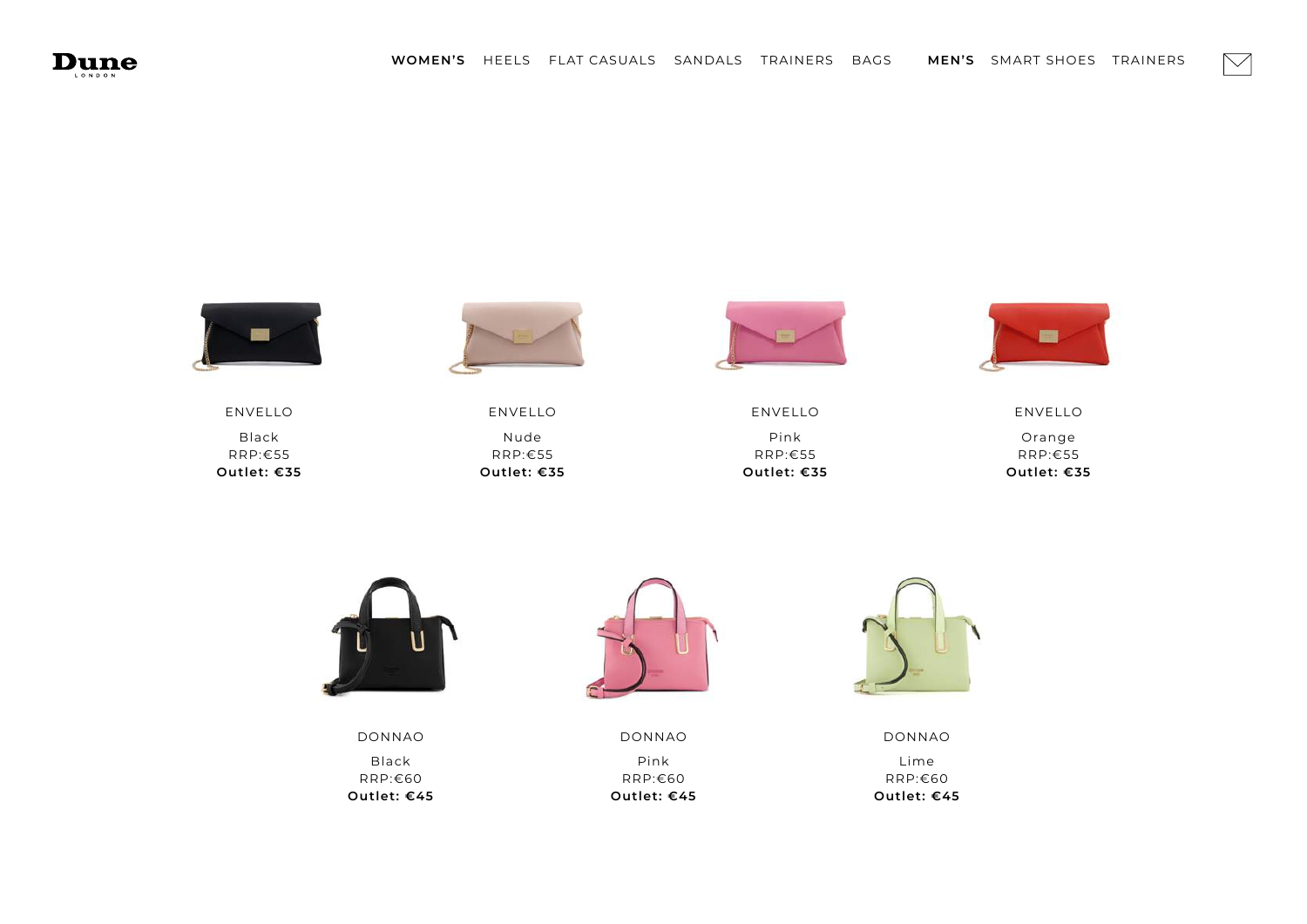Dune LONDON

WOMEN'S HEELS FLAT CASUALS SANDALS TRAINERS BAGS MEN'S SMART SHOES TRAINERS

ENVELLO
Black
RRP:€55
**Outlet: €35**

ENVELLO
Nude
RRP:€55
**Outlet: €35**

ENVELLO
Pink
RRP:€55
**Outlet: €35**

ENVELLO
Orange
RRP:€55
**Outlet: €35**

DONNAO
Black
RRP:€60
**Outlet: €45**

DONNAO
Pink
RRP:€60
**Outlet: €45**

DONNAO
Lime
RRP:€60
**Outlet: €45**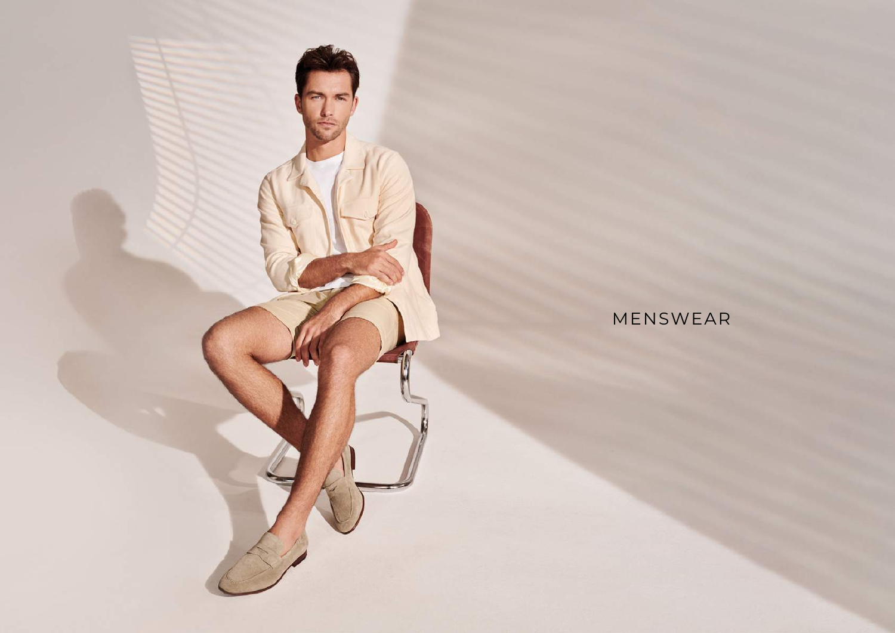MENSWEAR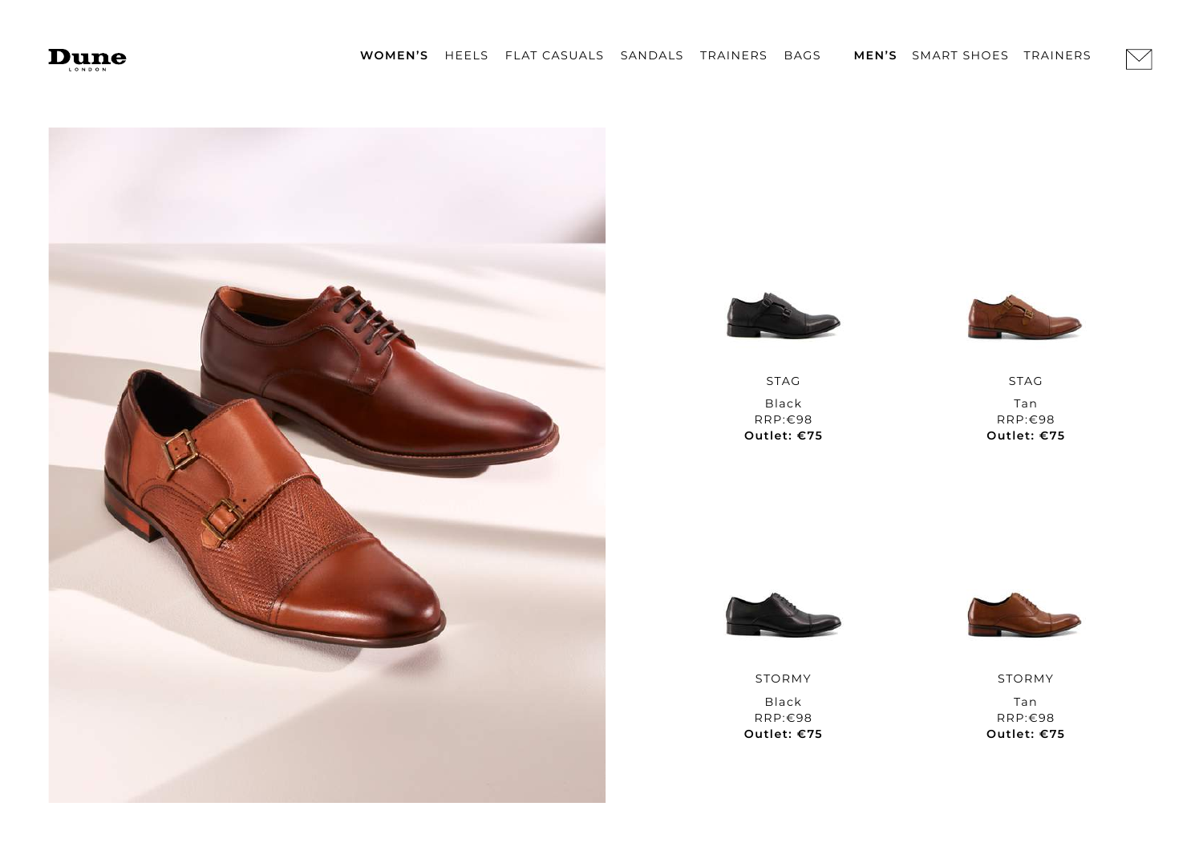Dune
LONDON

WOMEN'S HEELS FLAT CASUALS SANDALS TRAINERS BAGS **MEN'S** SMART SHOES TRAINERS

STAG
Black
RRP:€98
**Outlet: €75**

STAG
Tan
RRP:€98
**Outlet: €75**

STORMY
Black
RRP:€98
**Outlet: €75**

STORMY
Tan
RRP:€98
**Outlet: €75**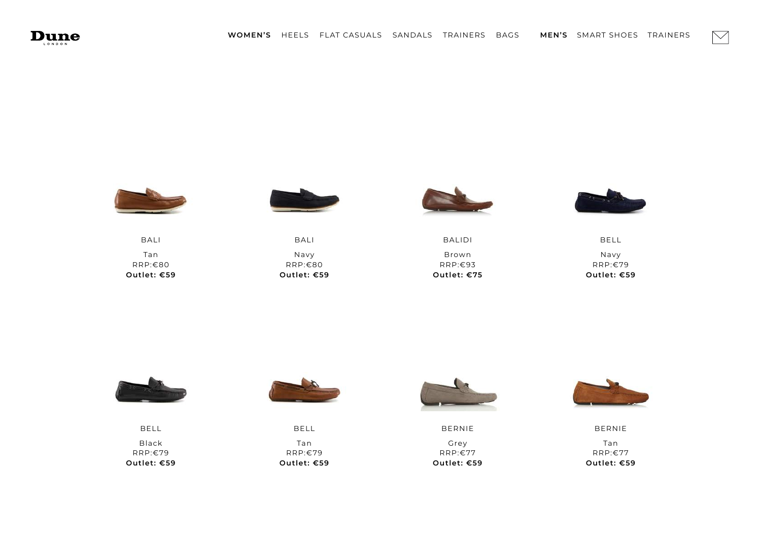Dune LONDON

**WOMEN'S** HEELS FLAT CASUALS SANDALS TRAINERS BAGS **MEN'S** SMART SHOES TRAINERS

BALI
Tan
RRP:€80
**Outlet: €59**

BALI
Navy
RRP:€80
**Outlet: €59**

BALIDI
Brown
RRP:€93
**Outlet: €75**

BELL
Navy
RRP:€79
**Outlet: €59**

BELL
Black
RRP:€79
**Outlet: €59**

BELL
Tan
RRP:€79
**Outlet: €59**

BERNIE
Grey
RRP:€77
**Outlet: €59**

BERNIE
Tan
RRP:€77
**Outlet: €59**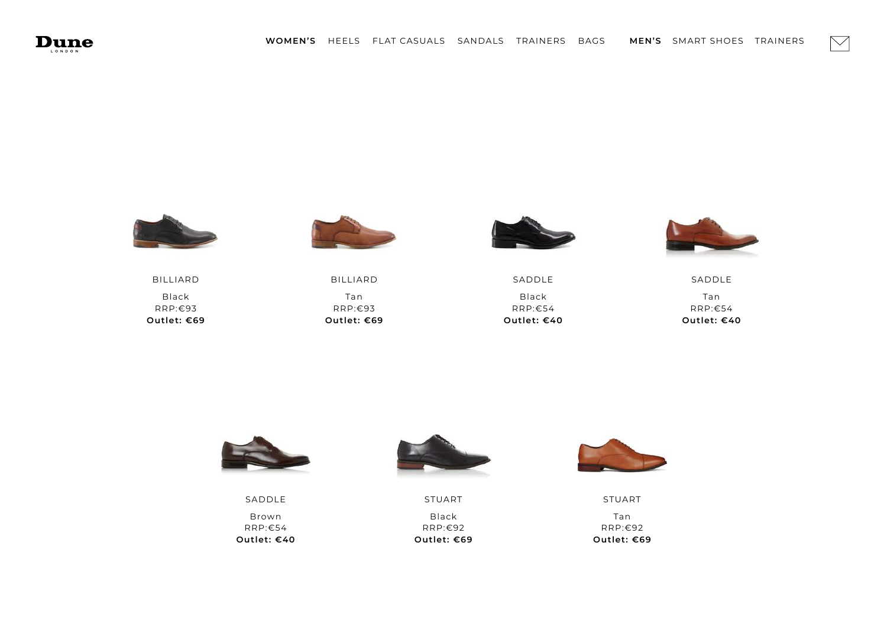**Dune** LONDON

**WOMEN'S** HEELS FLAT CASUALS SANDALS TRAINERS BAGS **MEN'S** SMART SHOES TRAINERS

BILLIARD
Black
RRP:€93
**Outlet: €69**

BILLIARD
Tan
RRP:€93
**Outlet: €69**

SADDLE
Black
RRP:€54
**Outlet: €40**

SADDLE
Tan
RRP:€54
**Outlet: €40**

SADDLE
Brown
RRP:€54
**Outlet: €40**

STUART
Black
RRP:€92
**Outlet: €69**

STUART
Tan
RRP:€92
**Outlet: €69**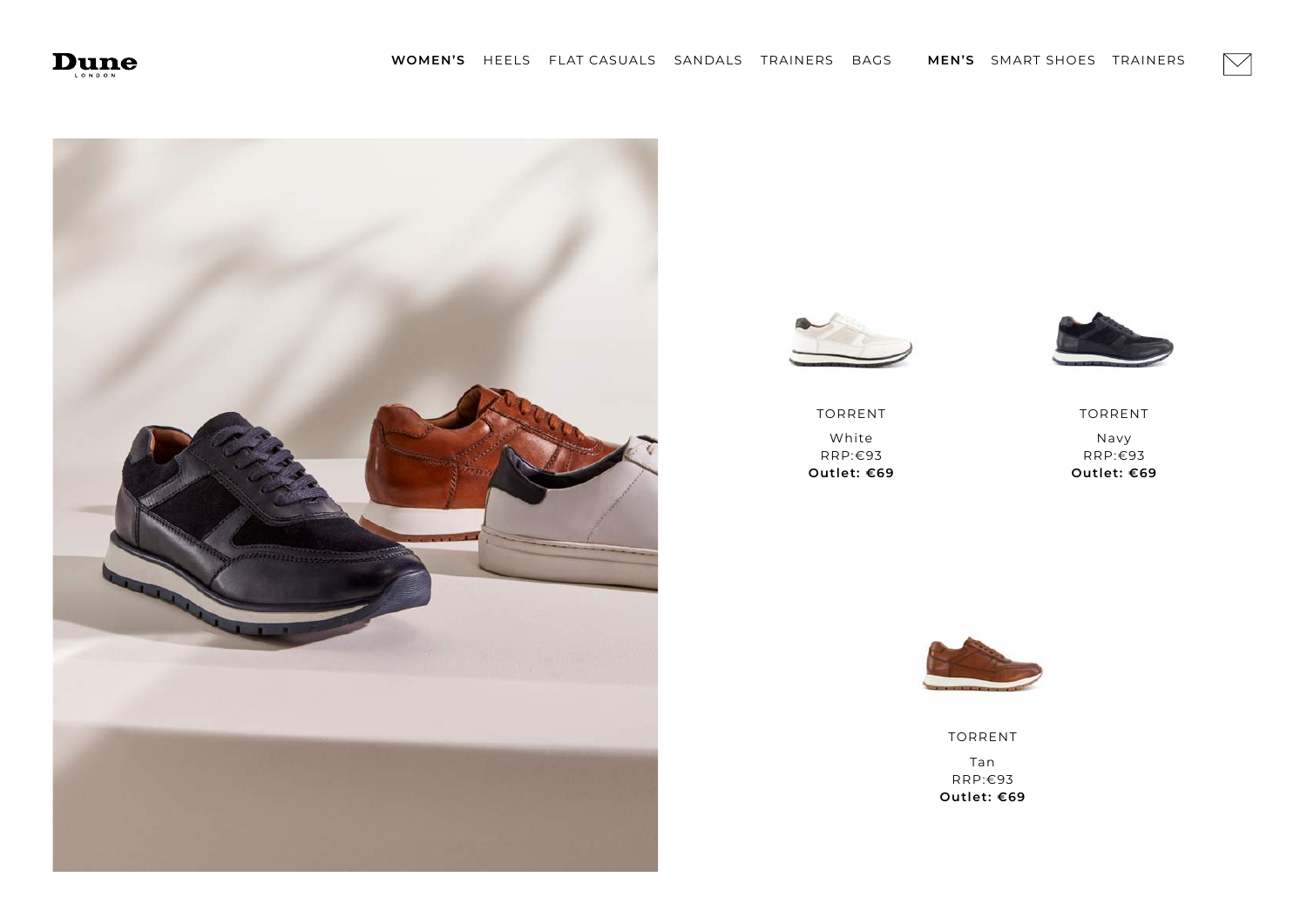Dune LONDON

**WOMEN'S** HEELS FLAT CASUALS SANDALS TRAINERS BAGS **MEN'S** SMART SHOES TRAINERS

TORRENT

White
RRP:€93
**Outlet: €69**

TORRENT

Navy
RRP:€93
**Outlet: €69**

TORRENT

Tan
RRP:€93
**Outlet: €69**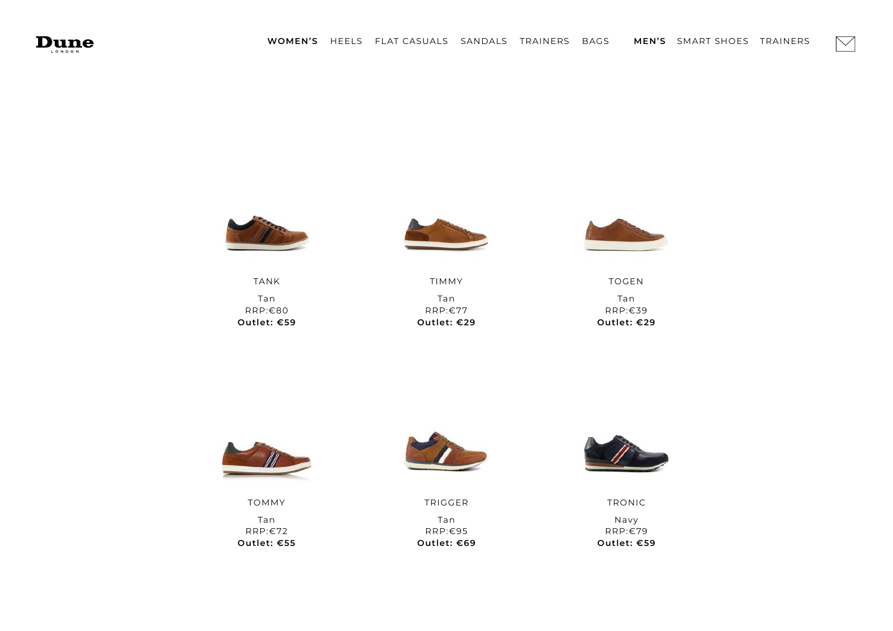**Dune** LONDON

**WOMEN'S** HEELS FLAT CASUALS SANDALS TRAINERS BAGS **MEN'S** SMART SHOES TRAINERS

TANK

Tan
RRP:€80
**Outlet: €59**

TIMMY

Tan
RRP:€77
**Outlet: €29**

TOGEN

Tan
RRP:€39
**Outlet: €29**

TOMMY

Tan
RRP:€72
**Outlet: €55**

TRIGGER

Tan
RRP:€95
**Outlet: €69**

TRONIC

Navy
RRP:€79
**Outlet: €59**